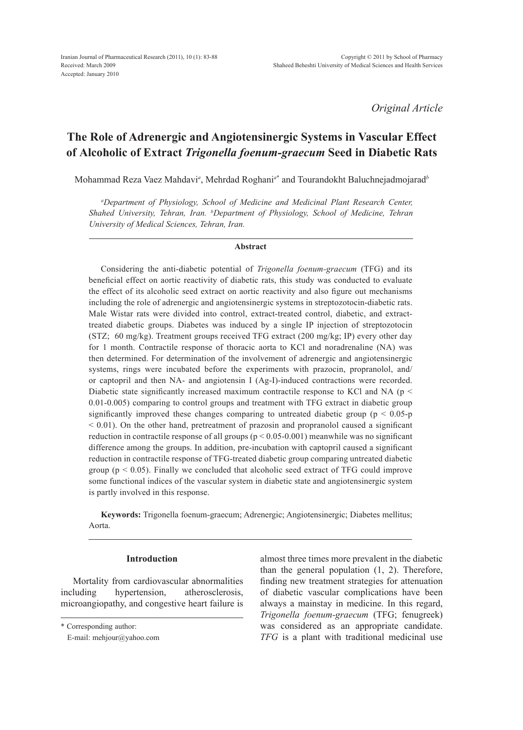Received: March 2009
Accepted: January 2010

*Original Article*

# The Role of Adrenergic and Angiotensinergic Systems in Vascular Effect of Alcoholic of Extract *Trigonella foenum-graecum* Seed in Diabetic Rats

Mohammad Reza Vaez Mahdavi[a], Mehrdad Roghani[a*] and Tourandokht Baluchnejadmojarad[b]

*[a]Department of Physiology, School of Medicine and Medicinal Plant Research Center, Shahed University, Tehran, Iran. [b]Department of Physiology, School of Medicine, Tehran University of Medical Sciences, Tehran, Iran.*

## Abstract

Considering the anti-diabetic potential of *Trigonella foenum-graecum* (TFG) and its beneficial effect on aortic reactivity of diabetic rats, this study was conducted to evaluate the effect of its alcoholic seed extract on aortic reactivity and also figure out mechanisms including the role of adrenergic and angiotensinergic systems in streptozotocin-diabetic rats. Male Wistar rats were divided into control, extract-treated control, diabetic, and extract-treated diabetic groups. Diabetes was induced by a single IP injection of streptozotocin (STZ; 60 mg/kg). Treatment groups received TFG extract (200 mg/kg; IP) every other day for 1 month. Contractile response of thoracic aorta to KCl and noradrenaline (NA) was then determined. For determination of the involvement of adrenergic and angiotensinergic systems, rings were incubated before the experiments with prazocin, propranolol, and/or captopril and then NA- and angiotensin I (Ag-I)-induced contractions were recorded. Diabetic state significantly increased maximum contractile response to KCl and NA ($p < 0.01$-$0.005$) comparing to control groups and treatment with TFG extract in diabetic group significantly improved these changes comparing to untreated diabetic group ($p < 0.05$-$p < 0.01$). On the other hand, pretreatment of prazosin and propranolol caused a significant reduction in contractile response of all groups ($p < 0.05$-$0.001$) meanwhile was no significant difference among the groups. In addition, pre-incubation with captopril caused a significant reduction in contractile response of TFG-treated diabetic group comparing untreated diabetic group ($p < 0.05$). Finally we concluded that alcoholic seed extract of TFG could improve some functional indices of the vascular system in diabetic state and angiotensinergic system is partly involved in this response.

**Keywords:** Trigonella foenum-graecum; Adrenergic; Angiotensinergic; Diabetes mellitus; Aorta.

## Introduction

Mortality from cardiovascular abnormalities including hypertension, atherosclerosis, microangiopathy, and congestive heart failure is almost three times more prevalent in the diabetic than the general population (1, 2). Therefore, finding new treatment strategies for attenuation of diabetic vascular complications have been always a mainstay in medicine. In this regard, *Trigonella foenum-graecum* (TFG; fenugreek) was considered as an appropriate candidate. *TFG* is a plant with traditional medicinal use

\* Corresponding author:
E-mail: mehjour@yahoo.com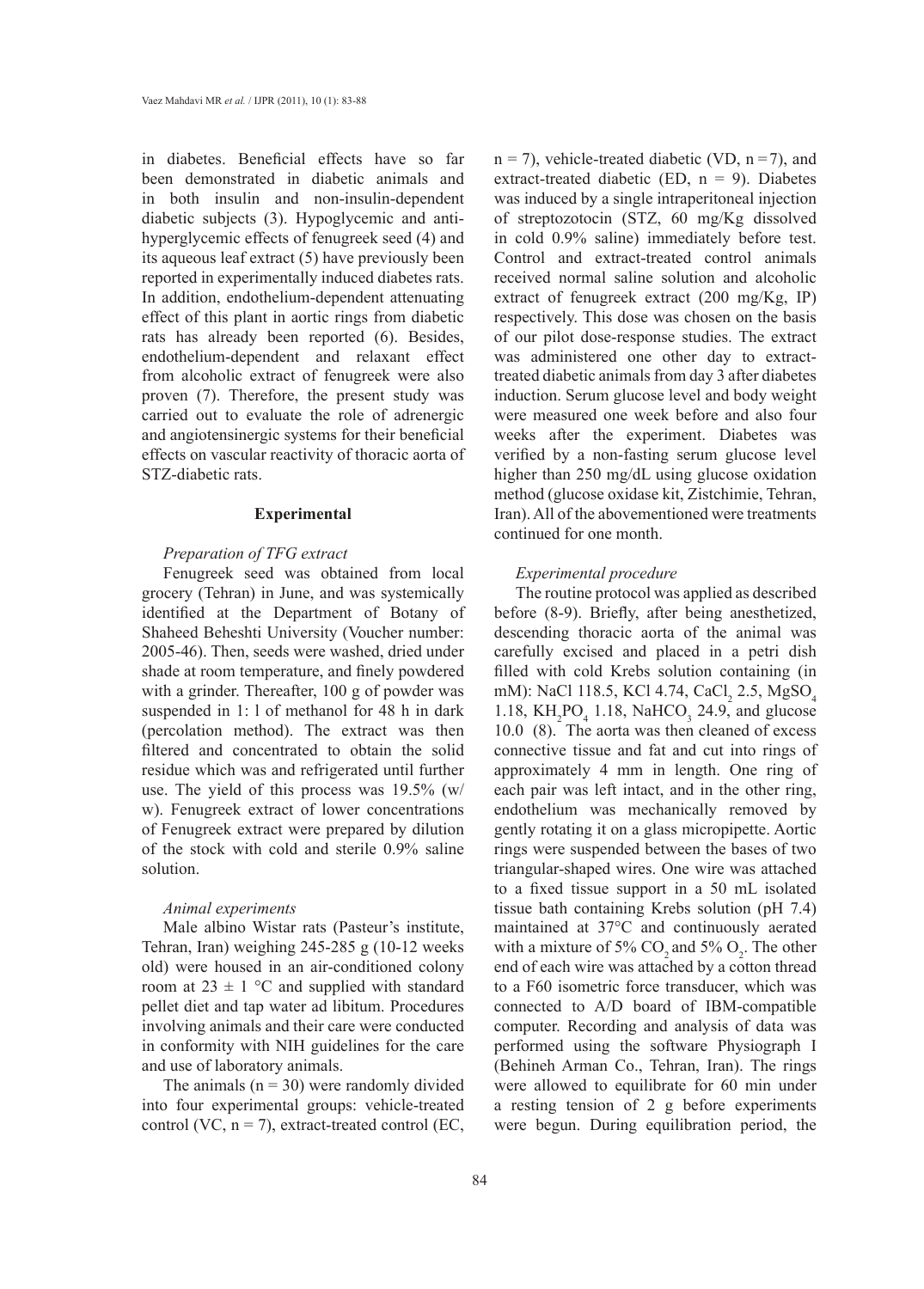in diabetes. Beneficial effects have so far been demonstrated in diabetic animals and in both insulin and non-insulin-dependent diabetic subjects (3). Hypoglycemic and anti-hyperglycemic effects of fenugreek seed (4) and its aqueous leaf extract (5) have previously been reported in experimentally induced diabetes rats. In addition, endothelium-dependent attenuating effect of this plant in aortic rings from diabetic rats has already been reported (6). Besides, endothelium-dependent and relaxant effect from alcoholic extract of fenugreek were also proven (7). Therefore, the present study was carried out to evaluate the role of adrenergic and angiotensinergic systems for their beneficial effects on vascular reactivity of thoracic aorta of STZ-diabetic rats.

## Experimental

### *Preparation of TFG extract*

Fenugreek seed was obtained from local grocery (Tehran) in June, and was systemically identified at the Department of Botany of Shaheed Beheshti University (Voucher number: 2005-46). Then, seeds were washed, dried under shade at room temperature, and finely powdered with a grinder. Thereafter, 100 g of powder was suspended in 1: l of methanol for 48 h in dark (percolation method). The extract was then filtered and concentrated to obtain the solid residue which was and refrigerated until further use. The yield of this process was 19.5% (w/w). Fenugreek extract of lower concentrations of Fenugreek extract were prepared by dilution of the stock with cold and sterile 0.9% saline solution.

### *Animal experiments*

Male albino Wistar rats (Pasteur's institute, Tehran, Iran) weighing 245-285 g (10-12 weeks old) were housed in an air-conditioned colony room at 23 ± 1 °C and supplied with standard pellet diet and tap water ad libitum. Procedures involving animals and their care were conducted in conformity with NIH guidelines for the care and use of laboratory animals.

The animals (n = 30) were randomly divided into four experimental groups: vehicle-treated control (VC, n = 7), extract-treated control (EC, n = 7), vehicle-treated diabetic (VD, n = 7), and extract-treated diabetic (ED, n = 9). Diabetes was induced by a single intraperitoneal injection of streptozotocin (STZ, 60 mg/Kg dissolved in cold 0.9% saline) immediately before test. Control and extract-treated control animals received normal saline solution and alcoholic extract of fenugreek extract (200 mg/Kg, IP) respectively. This dose was chosen on the basis of our pilot dose-response studies. The extract was administered one other day to extract-treated diabetic animals from day 3 after diabetes induction. Serum glucose level and body weight were measured one week before and also four weeks after the experiment. Diabetes was verified by a non-fasting serum glucose level higher than 250 mg/dL using glucose oxidation method (glucose oxidase kit, Zistchimie, Tehran, Iran). All of the abovementioned were treatments continued for one month.

### *Experimental procedure*

The routine protocol was applied as described before (8-9). Briefly, after being anesthetized, descending thoracic aorta of the animal was carefully excised and placed in a petri dish filled with cold Krebs solution containing (in mM): NaCl 118.5, KCl 4.74, $CaCl_2$ 2.5, $MgSO_4$ 1.18, $KH_2PO_4$ 1.18, $NaHCO_3$ 24.9, and glucose 10.0 (8). The aorta was then cleaned of excess connective tissue and fat and cut into rings of approximately 4 mm in length. One ring of each pair was left intact, and in the other ring, endothelium was mechanically removed by gently rotating it on a glass micropipette. Aortic rings were suspended between the bases of two triangular-shaped wires. One wire was attached to a fixed tissue support in a 50 mL isolated tissue bath containing Krebs solution (pH 7.4) maintained at 37°C and continuously aerated with a mixture of 5% $CO_2$ and 5% $O_2$. The other end of each wire was attached by a cotton thread to a F60 isometric force transducer, which was connected to A/D board of IBM-compatible computer. Recording and analysis of data was performed using the software Physiograph I (Behineh Arman Co., Tehran, Iran). The rings were allowed to equilibrate for 60 min under a resting tension of 2 g before experiments were begun. During equilibration period, the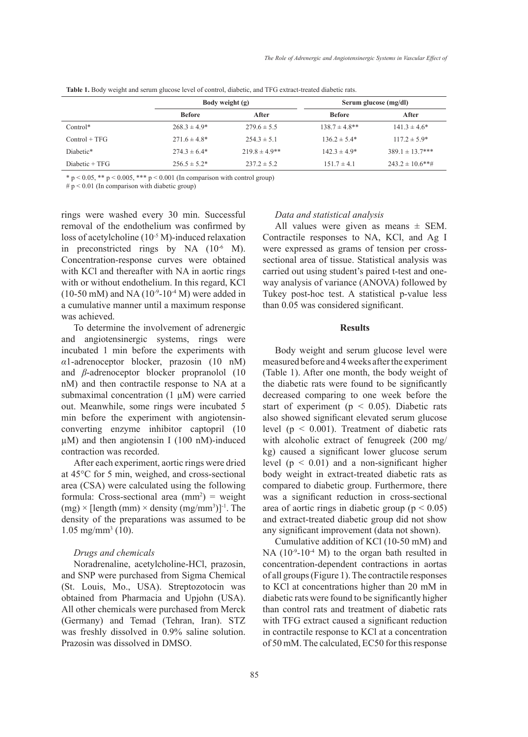**Table 1.** Body weight and serum glucose level of control, diabetic, and TFG extract-treated diabetic rats.

| | Body weight (g) | | Serum glucose (mg/dl) | |
|---|---|---|---|---|
| | Before | After | Before | After |
| Control* | 268.3 ± 4.9* | 279.6 ± 5.5 | 138.7 ± 4.8** | 141.3 ± 4.6* |
| Control + TFG | 271.6 ± 4.8* | 254.3 ± 5.1 | 136.2 ± 5.4* | 117.2 ± 5.9* |
| Diabetic* | 274.3 ± 6.4* | 219.8 ± 4.9** | 142.3 ± 4.9* | 389.1 ± 13.7*** |
| Diabetic + TFG | 256.5 ± 5.2* | 237.2 ± 5.2 | 151.7 ± 4.1 | 243.2 ± 10.6**# |

* $p < 0.05$, ** $p < 0.005$, *** $p < 0.001$ (In comparison with control group)

# $p < 0.01$ (In comparison with diabetic group)

rings were washed every 30 min. Successful removal of the endothelium was confirmed by loss of acetylcholine ($10^{-5}$ M)-induced relaxation in preconstricted rings by NA ($10^{-6}$ M). Concentration-response curves were obtained with KCl and thereafter with NA in aortic rings with or without endothelium. In this regard, KCl (10-50 mM) and NA ($10^{-9}$-$10^{-4}$ M) were added in a cumulative manner until a maximum response was achieved.

To determine the involvement of adrenergic and angiotensinergic systems, rings were incubated 1 min before the experiments with $\alpha$1-adrenoceptor blocker, prazosin (10 nM) and $\beta$-adrenoceptor blocker propranolol (10 nM) and then contractile response to NA at a submaximal concentration (1 µM) were carried out. Meanwhile, some rings were incubated 5 min before the experiment with angiotensin-converting enzyme inhibitor captopril (10 µM) and then angiotensin I (100 nM)-induced contraction was recorded.

After each experiment, aortic rings were dried at 45°C for 5 min, weighed, and cross-sectional area (CSA) were calculated using the following formula: Cross-sectional area ($mm^2$) = weight (mg) × [length (mm) × density ($mg/mm^3$)]$^{-1}$. The density of the preparations was assumed to be 1.05 $mg/mm^3$ (10).

### *Drugs and chemicals*

Noradrenaline, acetylcholine-HCl, prazosin, and SNP were purchased from Sigma Chemical (St. Louis, Mo., USA). Streptozotocin was obtained from Pharmacia and Upjohn (USA). All other chemicals were purchased from Merck (Germany) and Temad (Tehran, Iran). STZ was freshly dissolved in 0.9% saline solution. Prazosin was dissolved in DMSO.

### *Data and statistical analysis*

All values were given as means ± SEM. Contractile responses to NA, KCl, and Ag I were expressed as grams of tension per cross-sectional area of tissue. Statistical analysis was carried out using student's paired t-test and one-way analysis of variance (ANOVA) followed by Tukey post-hoc test. A statistical p-value less than 0.05 was considered significant.

## Results

Body weight and serum glucose level were measured before and 4 weeks after the experiment (Table 1). After one month, the body weight of the diabetic rats were found to be significantly decreased comparing to one week before the start of experiment ($p < 0.05$). Diabetic rats also showed significant elevated serum glucose level ($p < 0.001$). Treatment of diabetic rats with alcoholic extract of fenugreek (200 mg/kg) caused a significant lower glucose serum level ($p < 0.01$) and a non-significant higher body weight in extract-treated diabetic rats as compared to diabetic group. Furthermore, there was a significant reduction in cross-sectional area of aortic rings in diabetic group ($p < 0.05$) and extract-treated diabetic group did not show any significant improvement (data not shown).

Cumulative addition of KCl (10-50 mM) and NA ($10^{-9}$-$10^{-4}$ M) to the organ bath resulted in concentration-dependent contractions in aortas of all groups (Figure 1). The contractile responses to KCl at concentrations higher than 20 mM in diabetic rats were found to be significantly higher than control rats and treatment of diabetic rats with TFG extract caused a significant reduction in contractile response to KCl at a concentration of 50 mM. The calculated, EC50 for this response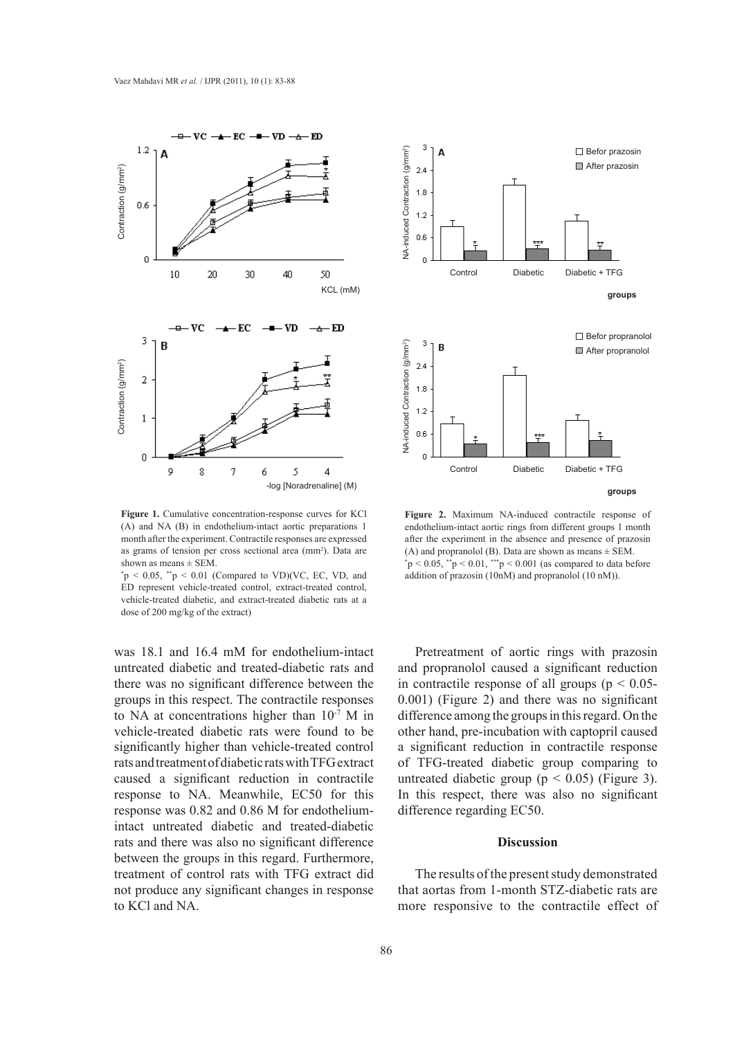**Figure 1.** Cumulative concentration-response curves for KCl (A) and NA (B) in endothelium-intact aortic preparations 1 month after the experiment. Contractile responses are expressed as grams of tension per cross sectional area ($mm^2$). Data are shown as means ± SEM.
$^*p < 0.05$, $^{**}p < 0.01$ (Compared to VD)(VC, EC, VD, and ED represent vehicle-treated control, extract-treated control, vehicle-treated diabetic, and extract-treated diabetic rats at a dose of 200 mg/kg of the extract)

**Figure 2.** Maximum NA-induced contractile response of endothelium-intact aortic rings from different groups 1 month after the experiment in the absence and presence of prazosin (A) and propranolol (B). Data are shown as means ± SEM.
$^*p < 0.05$, $^{**}p < 0.01$, $^{***}p < 0.001$ (as compared to data before addition of prazosin (10nM) and propranolol (10 nM)).

was 18.1 and 16.4 mM for endothelium-intact untreated diabetic and treated-diabetic rats and there was no significant difference between the groups in this respect. The contractile responses to NA at concentrations higher than $10^{-7}$ M in vehicle-treated diabetic rats were found to be significantly higher than vehicle-treated control rats and treatment of diabetic rats with TFG extract caused a significant reduction in contractile response to NA. Meanwhile, EC50 for this response was 0.82 and 0.86 M for endothelium-intact untreated diabetic and treated-diabetic rats and there was also no significant difference between the groups in this regard. Furthermore, treatment of control rats with TFG extract did not produce any significant changes in response to KCl and NA.

Pretreatment of aortic rings with prazosin and propranolol caused a significant reduction in contractile response of all groups ($p < 0.05$-$0.001$) (Figure 2) and there was no significant difference among the groups in this regard. On the other hand, pre-incubation with captopril caused a significant reduction in contractile response of TFG-treated diabetic group comparing to untreated diabetic group ($p < 0.05$) (Figure 3). In this respect, there was also no significant difference regarding EC50.

## Discussion

The results of the present study demonstrated that aortas from 1-month STZ-diabetic rats are more responsive to the contractile effect of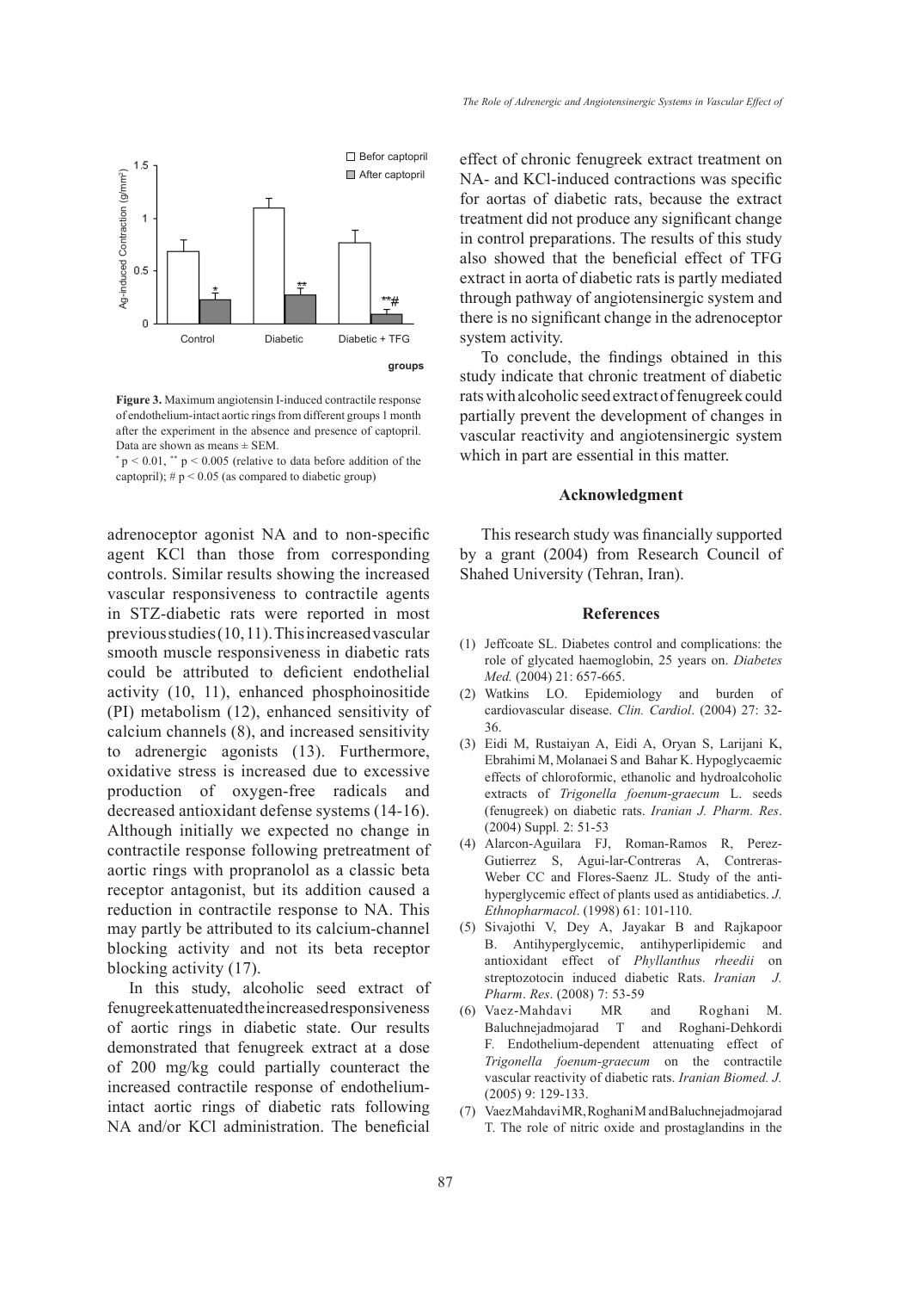**Figure 3.** Maximum angiotensin I-induced contractile response of endothelium-intact aortic rings from different groups 1 month after the experiment in the absence and presence of captopril. Data are shown as means ± SEM.
$^{*}$ p < 0.01, $^{**}$ p < 0.005 (relative to data before addition of the captopril); # p < 0.05 (as compared to diabetic group)

adrenoceptor agonist NA and to non-specific agent KCl than those from corresponding controls. Similar results showing the increased vascular responsiveness to contractile agents in STZ-diabetic rats were reported in most previous studies (10, 11). This increased vascular smooth muscle responsiveness in diabetic rats could be attributed to deficient endothelial activity (10, 11), enhanced phosphoinositide (PI) metabolism (12), enhanced sensitivity of calcium channels (8), and increased sensitivity to adrenergic agonists (13). Furthermore, oxidative stress is increased due to excessive production of oxygen-free radicals and decreased antioxidant defense systems (14-16). Although initially we expected no change in contractile response following pretreatment of aortic rings with propranolol as a classic beta receptor antagonist, but its addition caused a reduction in contractile response to NA. This may partly be attributed to its calcium-channel blocking activity and not its beta receptor blocking activity (17).

In this study, alcoholic seed extract of fenugreek attenuated the increased responsiveness of aortic rings in diabetic state. Our results demonstrated that fenugreek extract at a dose of 200 mg/kg could partially counteract the increased contractile response of endothelium-intact aortic rings of diabetic rats following NA and/or KCl administration. The beneficial effect of chronic fenugreek extract treatment on NA- and KCl-induced contractions was specific for aortas of diabetic rats, because the extract treatment did not produce any significant change in control preparations. The results of this study also showed that the beneficial effect of TFG extract in aorta of diabetic rats is partly mediated through pathway of angiotensinergic system and there is no significant change in the adrenoceptor system activity.

To conclude, the findings obtained in this study indicate that chronic treatment of diabetic rats with alcoholic seed extract of fenugreek could partially prevent the development of changes in vascular reactivity and angiotensinergic system which in part are essential in this matter.

## Acknowledgment

This research study was financially supported by a grant (2004) from Research Council of Shahed University (Tehran, Iran).

## References

(1) Jeffcoate SL. Diabetes control and complications: the role of glycated haemoglobin, 25 years on. *Diabetes Med.* (2004) 21: 657-665.

(2) Watkins LO. Epidemiology and burden of cardiovascular disease. *Clin. Cardiol*. (2004) 27: 32-36.

(3) Eidi M, Rustaiyan A, Eidi A, Oryan S, Larijani K, Ebrahimi M, Molanaei S and Bahar K. Hypoglycaemic effects of chloroformic, ethanolic and hydroalcoholic extracts of *Trigonella foenum-graecum* L. seeds (fenugreek) on diabetic rats. *Iranian J. Pharm. Res*. (2004) Suppl. 2: 51-53

(4) Alarcon-Aguilara FJ, Roman-Ramos R, Perez-Gutierrez S, Agui-lar-Contreras A, Contreras-Weber CC and Flores-Saenz JL. Study of the anti-hyperglycemic effect of plants used as antidiabetics. *J. Ethnopharmacol*. (1998) 61: 101-110.

(5) Sivajothi V, Dey A, Jayakar B and Rajkapoor B. Antihyperglycemic, antihyperlipidemic and antioxidant effect of *Phyllanthus rheedii* on streptozotocin induced diabetic Rats. *Iranian J. Pharm. Res*. (2008) 7: 53-59

(6) Vaez-Mahdavi MR and Roghani M. Baluchnejadmojarad T and Roghani-Dehkordi F. Endothelium-dependent attenuating effect of *Trigonella foenum-graecum* on the contractile vascular reactivity of diabetic rats. *Iranian Biomed. J.* (2005) 9: 129-133.

(7) Vaez Mahdavi MR, Roghani M and Baluchnejadmojarad T. The role of nitric oxide and prostaglandins in the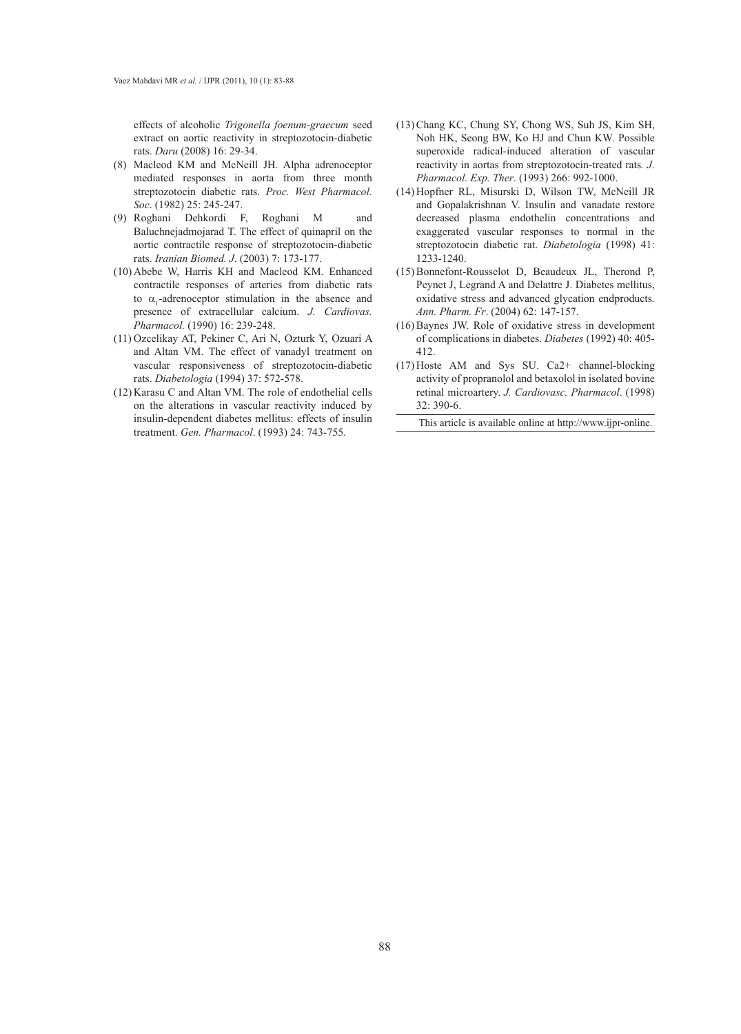effects of alcoholic *Trigonella foenum-graecum* seed extract on aortic reactivity in streptozotocin-diabetic rats. *Daru* (2008) 16: 29-34.

(8) Macleod KM and McNeill JH. Alpha adrenoceptor mediated responses in aorta from three month streptozotocin diabetic rats. *Proc. West Pharmacol. Soc*. (1982) 25: 245-247.

(9) Roghani Dehkordi F, Roghani M and Baluchnejadmojarad T. The effect of quinapril on the aortic contractile response of streptozotocin-diabetic rats. *Iranian Biomed. J*. (2003) 7: 173-177.

(10) Abebe W, Harris KH and Macleod KM. Enhanced contractile responses of arteries from diabetic rats to $\alpha_1$-adrenoceptor stimulation in the absence and presence of extracellular calcium. *J. Cardiovas. Pharmacol.* (1990) 16: 239-248.

(11) Ozcelikay AT, Pekiner C, Ari N, Ozturk Y, Ozuari A and Altan VM. The effect of vanadyl treatment on vascular responsiveness of streptozotocin-diabetic rats. *Diabetologia* (1994) 37: 572-578.

(12) Karasu C and Altan VM. The role of endothelial cells on the alterations in vascular reactivity induced by insulin-dependent diabetes mellitus: effects of insulin treatment. *Gen. Pharmacol*. (1993) 24: 743-755.

(13) Chang KC, Chung SY, Chong WS, Suh JS, Kim SH, Noh HK, Seong BW, Ko HJ and Chun KW. Possible superoxide radical-induced alteration of vascular reactivity in aortas from streptozotocin-treated rats*. J. Pharmacol. Exp. Ther*. (1993) 266: 992-1000.

(14) Hopfner RL, Misurski D, Wilson TW, McNeill JR and Gopalakrishnan V. Insulin and vanadate restore decreased plasma endothelin concentrations and exaggerated vascular responses to normal in the streptozotocin diabetic rat. *Diabetologia* (1998) 41: 1233-1240.

(15) Bonnefont-Rousselot D, Beaudeux JL, Therond P, Peynet J, Legrand A and Delattre J. Diabetes mellitus, oxidative stress and advanced glycation endproducts*. Ann. Pharm. Fr*. (2004) 62: 147-157.

(16) Baynes JW. Role of oxidative stress in development of complications in diabetes. *Diabetes* (1992) 40: 405-412.

(17) Hoste AM and Sys SU. Ca2+ channel-blocking activity of propranolol and betaxolol in isolated bovine retinal microartery. *J. Cardiovasc. Pharmacol*. (1998) 32: 390-6.

This article is available online at http://www.ijpr-online.